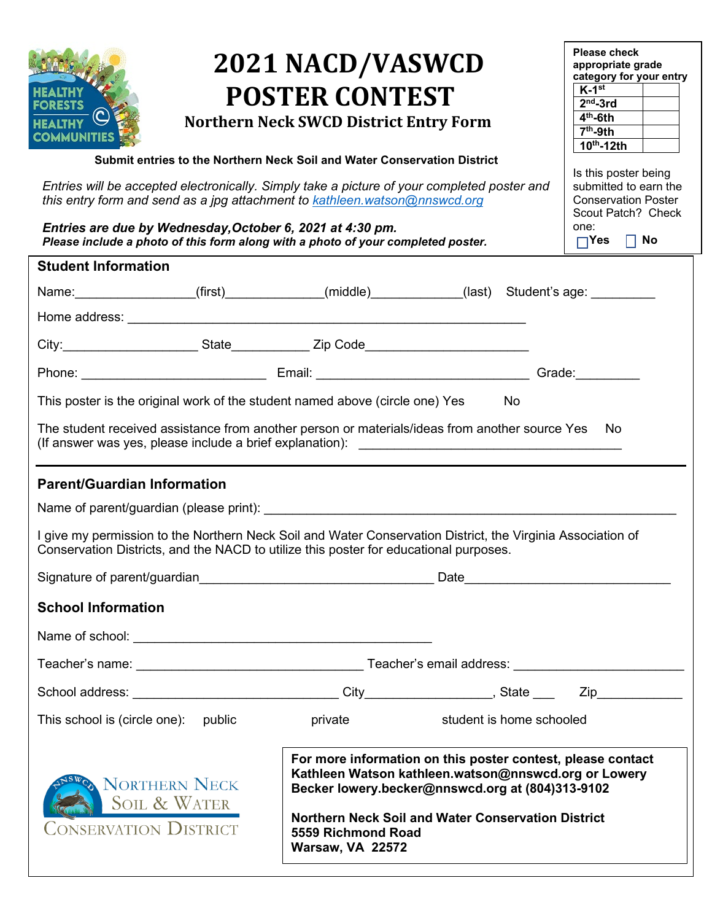# 2021 NACD/VASWCD POSTER CONTEST

## Northern Neck SWCD District Entry Form

**Please check appropriate grade category for your entry**

| | |
|---|---|
| **K-1st** | |
| **2nd-3rd** | |
| **4th-6th** | |
| **7th-9th** | |
| **10th-12th** | |

Is this poster being submitted to earn the Conservation Poster Scout Patch? Check one:

☐ **Yes** ☐ **No**

**Submit entries to the Northern Neck Soil and Water Conservation District**

*Entries will be accepted electronically. Simply take a picture of your completed poster and this entry form and send as a jpg attachment to kathleen.watson@nnswcd.org*

***Entries are due by Wednesday, October 6, 2021 at 4:30 pm.***
***Please include a photo of this form along with a photo of your completed poster.***

### Student Information

Name:_________________(first)_____________(middle)____________(last) Student's age: _________

Home address: ___________________________________________________________

City:___________________ State___________ Zip Code______________________

Phone: __________________________ Email: ______________________________ Grade:_________

This poster is the original work of the student named above (circle one) Yes No

The student received assistance from another person or materials/ideas from another source Yes No
(If answer was yes, please include a brief explanation): _____________________________________

### Parent/Guardian Information

Name of parent/guardian (please print): __________________________________________________________

I give my permission to the Northern Neck Soil and Water Conservation District, the Virginia Association of Conservation Districts, and the NACD to utilize this poster for educational purposes.

Signature of parent/guardian_________________________________ Date_____________________________

### School Information

Name of school: ___________________________________________

Teacher's name: ________________________________ Teacher's email address: ________________________

School address: _____________________________ City_________________, State ___ Zip____________

This school is (circle one): public private student is home schooled

Northern Neck Soil & Water Conservation District

**For more information on this poster contest, please contact Kathleen Watson kathleen.watson@nnswcd.org or Lowery Becker lowery.becker@nnswcd.org at (804)313-9102**

**Northern Neck Soil and Water Conservation District**
**5559 Richmond Road**
**Warsaw, VA 22572**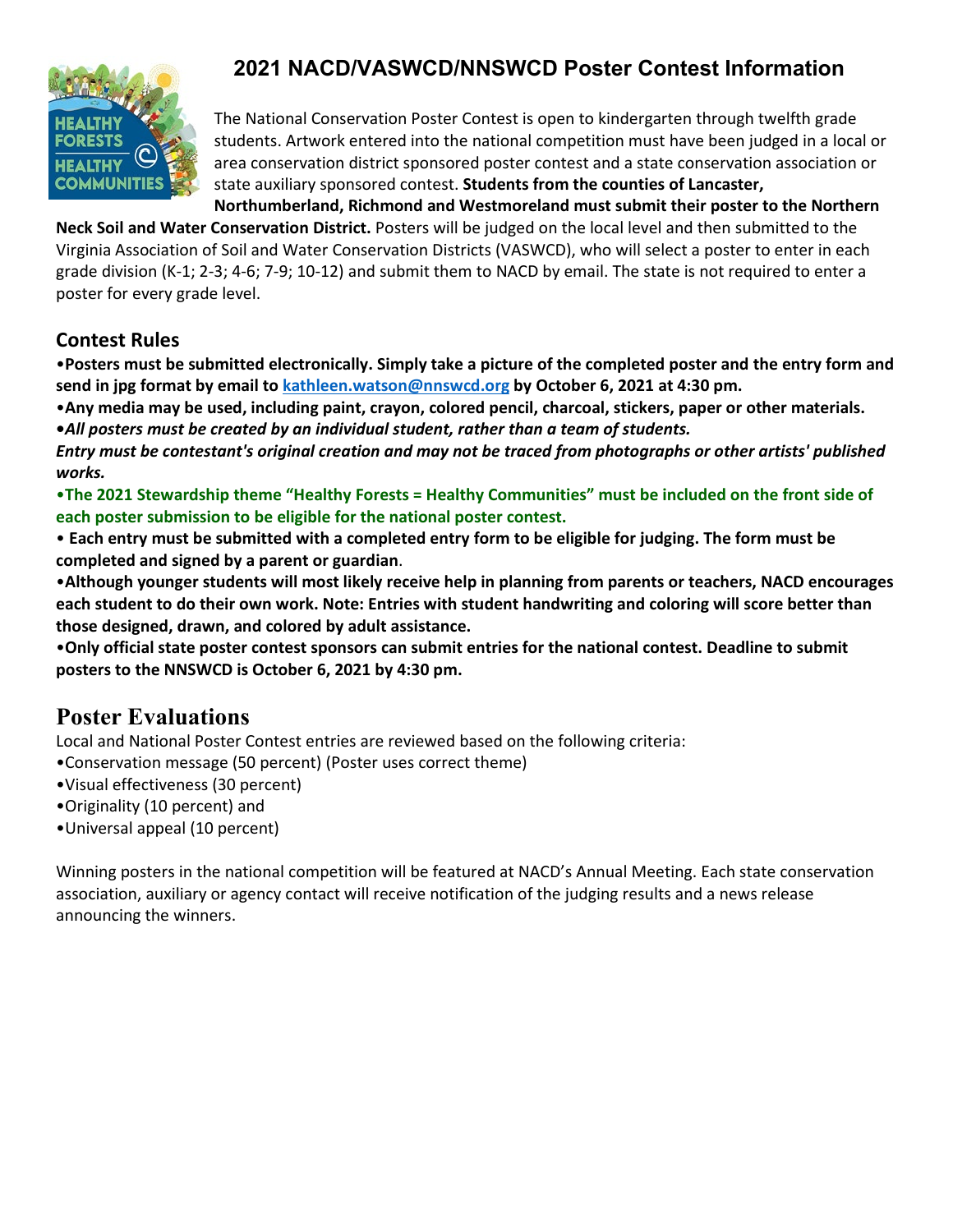# 2021 NACD/VASWCD/NNSWCD Poster Contest Information

The National Conservation Poster Contest is open to kindergarten through twelfth grade students. Artwork entered into the national competition must have been judged in a local or area conservation district sponsored poster contest and a state conservation association or state auxiliary sponsored contest. **Students from the counties of Lancaster, Northumberland, Richmond and Westmoreland must submit their poster to the Northern Neck Soil and Water Conservation District.** Posters will be judged on the local level and then submitted to the Virginia Association of Soil and Water Conservation Districts (VASWCD), who will select a poster to enter in each grade division (K-1; 2-3; 4-6; 7-9; 10-12) and submit them to NACD by email. The state is not required to enter a poster for every grade level.

## Contest Rules

- **Posters must be submitted electronically. Simply take a picture of the completed poster and the entry form and send in jpg format by email to kathleen.watson@nnswcd.org by October 6, 2021 at 4:30 pm.**
- **Any media may be used, including paint, crayon, colored pencil, charcoal, stickers, paper or other materials.**
- ***All posters must be created by an individual student, rather than a team of students.***

***Entry must be contestant's original creation and may not be traced from photographs or other artists' published works.***

- **The 2021 Stewardship theme "Healthy Forests = Healthy Communities" must be included on the front side of each poster submission to be eligible for the national poster contest.**
- **Each entry must be submitted with a completed entry form to be eligible for judging. The form must be completed and signed by a parent or guardian**.
- **Although younger students will most likely receive help in planning from parents or teachers, NACD encourages each student to do their own work. Note: Entries with student handwriting and coloring will score better than those designed, drawn, and colored by adult assistance.**
- **Only official state poster contest sponsors can submit entries for the national contest. Deadline to submit posters to the NNSWCD is October 6, 2021 by 4:30 pm.**

## Poster Evaluations

Local and National Poster Contest entries are reviewed based on the following criteria:

- Conservation message (50 percent) (Poster uses correct theme)
- Visual effectiveness (30 percent)
- Originality (10 percent) and
- Universal appeal (10 percent)

Winning posters in the national competition will be featured at NACD's Annual Meeting. Each state conservation association, auxiliary or agency contact will receive notification of the judging results and a news release announcing the winners.